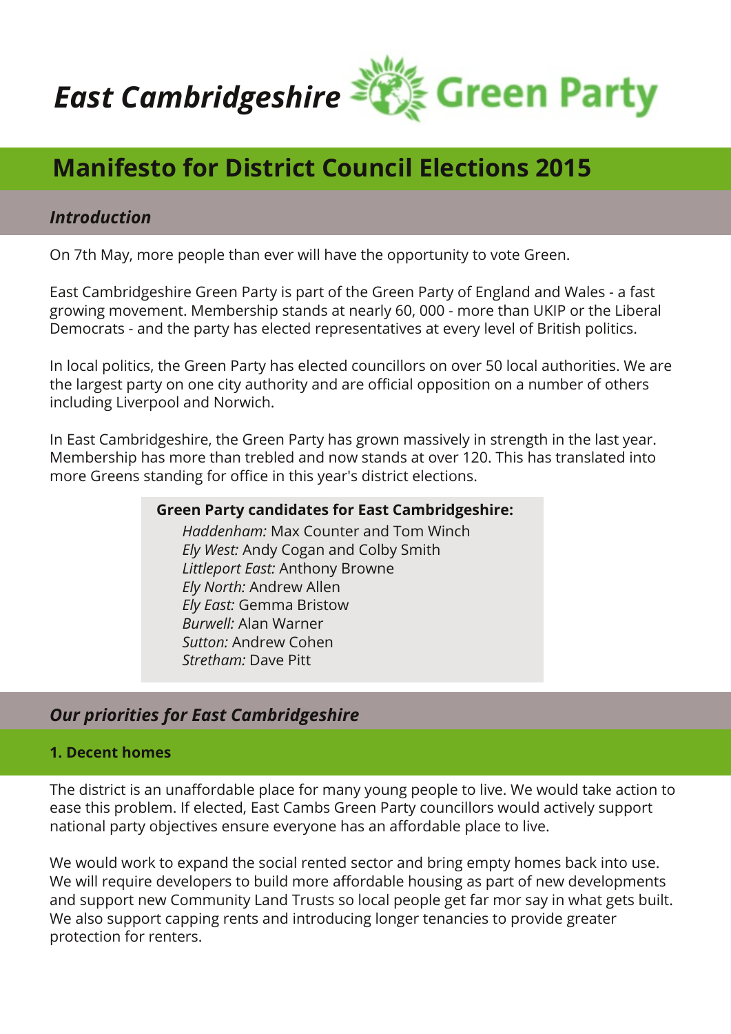# *East Cambridgeshire* Green Party

## Manifesto for District Council Elections 2015

### *Introduction*

On 7th May, more people than ever will have the opportunity to vote Green.

East Cambridgeshire Green Party is part of the Green Party of England and Wales - a fast growing movement. Membership stands at nearly 60, 000 - more than UKIP or the Liberal Democrats - and the party has elected representatives at every level of British politics.

In local politics, the Green Party has elected councillors on over 50 local authorities. We are the largest party on one city authority and are official opposition on a number of others including Liverpool and Norwich.

In East Cambridgeshire, the Green Party has grown massively in strength in the last year. Membership has more than trebled and now stands at over 120. This has translated into more Greens standing for office in this year's district elections.

**Green Party candidates for East Cambridgeshire:**

*Haddenham:* Max Counter and Tom Winch
*Ely West:* Andy Cogan and Colby Smith
*Littleport East:* Anthony Browne
*Ely North:* Andrew Allen
*Ely East:* Gemma Bristow
*Burwell:* Alan Warner
*Sutton:* Andrew Cohen
*Stretham:* Dave Pitt

### *Our priorities for East Cambridgeshire*

#### 1. Decent homes

The district is an unaffordable place for many young people to live. We would take action to ease this problem. If elected, East Cambs Green Party councillors would actively support national party objectives ensure everyone has an affordable place to live.

We would work to expand the social rented sector and bring empty homes back into use. We will require developers to build more affordable housing as part of new developments and support new Community Land Trusts so local people get far mor say in what gets built. We also support capping rents and introducing longer tenancies to provide greater protection for renters.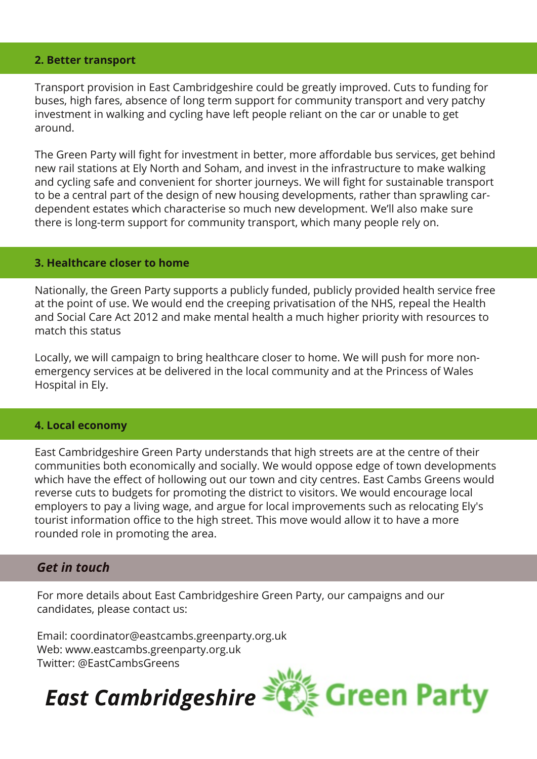## 2. Better transport

Transport provision in East Cambridgeshire could be greatly improved. Cuts to funding for buses, high fares, absence of long term support for community transport and very patchy investment in walking and cycling have left people reliant on the car or unable to get around.

The Green Party will fight for investment in better, more affordable bus services, get behind new rail stations at Ely North and Soham, and invest in the infrastructure to make walking and cycling safe and convenient for shorter journeys. We will fight for sustainable transport to be a central part of the design of new housing developments, rather than sprawling car-dependent estates which characterise so much new development. We'll also make sure there is long-term support for community transport, which many people rely on.

## 3. Healthcare closer to home

Nationally, the Green Party supports a publicly funded, publicly provided health service free at the point of use. We would end the creeping privatisation of the NHS, repeal the Health and Social Care Act 2012 and make mental health a much higher priority with resources to match this status

Locally, we will campaign to bring healthcare closer to home. We will push for more non-emergency services at be delivered in the local community and at the Princess of Wales Hospital in Ely.

## 4. Local economy

East Cambridgeshire Green Party understands that high streets are at the centre of their communities both economically and socially. We would oppose edge of town developments which have the effect of hollowing out our town and city centres. East Cambs Greens would reverse cuts to budgets for promoting the district to visitors. We would encourage local employers to pay a living wage, and argue for local improvements such as relocating Ely's tourist information office to the high street. This move would allow it to have a more rounded role in promoting the area.

## *Get in touch*

For more details about East Cambridgeshire Green Party, our campaigns and our candidates, please contact us:

Email: coordinator@eastcambs.greenparty.org.uk
Web: www.eastcambs.greenparty.org.uk
Twitter: @EastCambsGreens

***East Cambridgeshire*** **Green Party**